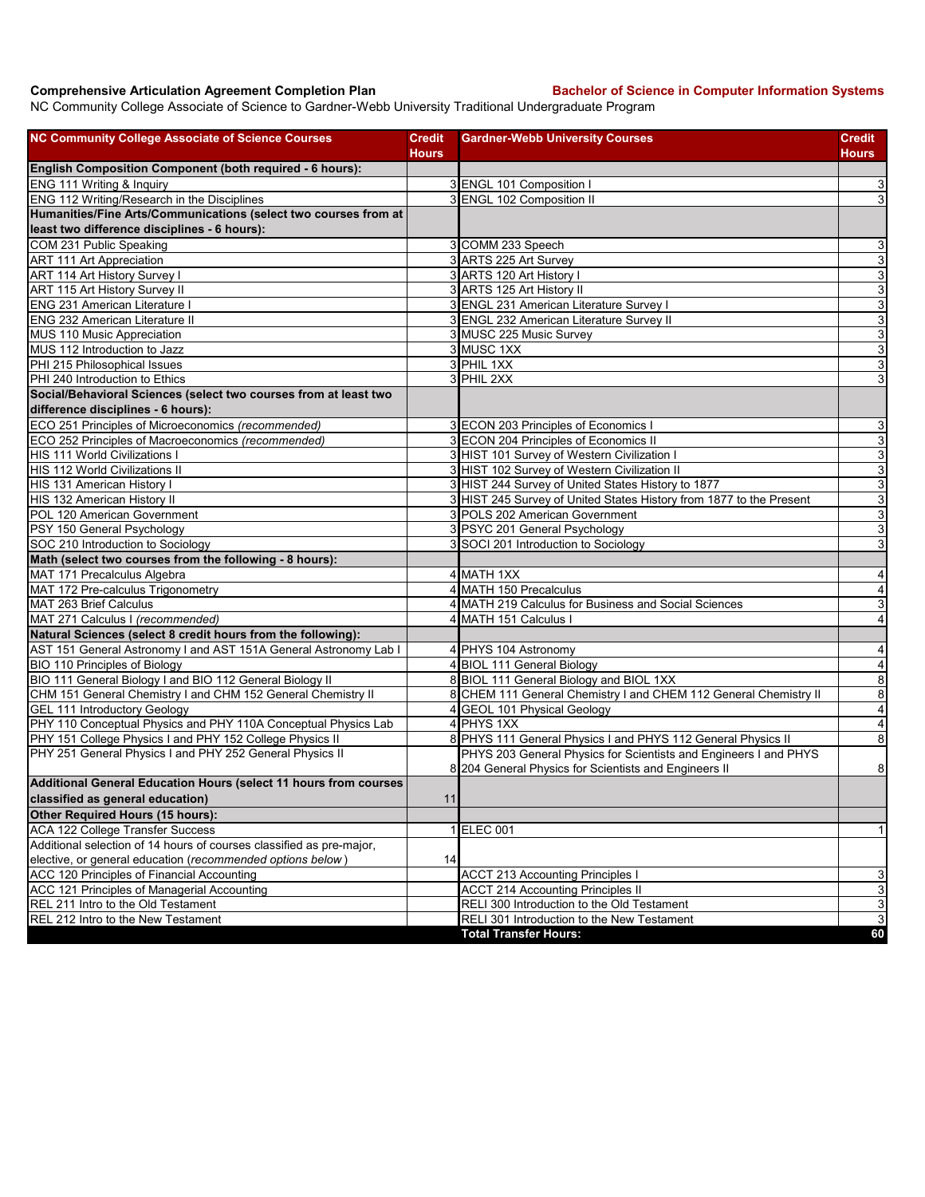**Comprehensive Articulation Agreement Completion Plan**

**Bachelor of Science in Computer Information Systems**

NC Community College Associate of Science to Gardner-Webb University Traditional Undergraduate Program

| NC Community College Associate of Science Courses | Credit Hours | Gardner-Webb University Courses | Credit Hours |
|---|---|---|---|
| **English Composition Component (both required - 6 hours):** | | | |
| ENG 111 Writing & Inquiry | 3 | ENGL 101 Composition I | 3 |
| ENG 112 Writing/Research in the Disciplines | 3 | ENGL 102 Composition II | 3 |
| **Humanities/Fine Arts/Communications (select two courses from at least two difference disciplines - 6 hours):** | | | |
| COM 231 Public Speaking | 3 | COMM 233 Speech | 3 |
| ART 111 Art Appreciation | 3 | ARTS 225 Art Survey | 3 |
| ART 114 Art History Survey I | 3 | ARTS 120 Art History I | 3 |
| ART 115 Art History Survey II | 3 | ARTS 125 Art History II | 3 |
| ENG 231 American Literature I | 3 | ENGL 231 American Literature Survey I | 3 |
| ENG 232 American Literature II | 3 | ENGL 232 American Literature Survey II | 3 |
| MUS 110 Music Appreciation | 3 | MUSC 225 Music Survey | 3 |
| MUS 112 Introduction to Jazz | 3 | MUSC 1XX | 3 |
| PHI 215 Philosophical Issues | 3 | PHIL 1XX | 3 |
| PHI 240 Introduction to Ethics | 3 | PHIL 2XX | 3 |
| **Social/Behavioral Sciences (select two courses from at least two difference disciplines - 6 hours):** | | | |
| ECO 251 Principles of Microeconomics *(recommended)* | 3 | ECON 203 Principles of Economics I | 3 |
| ECO 252 Principles of Macroeconomics *(recommended)* | 3 | ECON 204 Principles of Economics II | 3 |
| HIS 111 World Civilizations I | 3 | HIST 101 Survey of Western Civilization I | 3 |
| HIS 112 World Civilizations II | 3 | HIST 102 Survey of Western Civilization II | 3 |
| HIS 131 American History I | 3 | HIST 244 Survey of United States History to 1877 | 3 |
| HIS 132 American History II | 3 | HIST 245 Survey of United States History from 1877 to the Present | 3 |
| POL 120 American Government | 3 | POLS 202 American Government | 3 |
| PSY 150 General Psychology | 3 | PSYC 201 General Psychology | 3 |
| SOC 210 Introduction to Sociology | 3 | SOCI 201 Introduction to Sociology | 3 |
| **Math (select two courses from the following - 8 hours):** | | | |
| MAT 171 Precalculus Algebra | 4 | MATH 1XX | 4 |
| MAT 172 Pre-calculus Trigonometry | 4 | MATH 150 Precalculus | 4 |
| MAT 263 Brief Calculus | 4 | MATH 219 Calculus for Business and Social Sciences | 3 |
| MAT 271 Calculus I *(recommended)* | 4 | MATH 151 Calculus I | 4 |
| **Natural Sciences (select 8 credit hours from the following):** | | | |
| AST 151 General Astronomy I and AST 151A General Astronomy Lab I | 4 | PHYS 104 Astronomy | 4 |
| BIO 110 Principles of Biology | 4 | BIOL 111 General Biology | 4 |
| BIO 111 General Biology I and BIO 112 General Biology II | 8 | BIOL 111 General Biology and BIOL 1XX | 8 |
| CHM 151 General Chemistry I and CHM 152 General Chemistry II | 8 | CHEM 111 General Chemistry I and CHEM 112 General Chemistry II | 8 |
| GEL 111 Introductory Geology | 4 | GEOL 101 Physical Geology | 4 |
| PHY 110 Conceptual Physics and PHY 110A Conceptual Physics Lab | 4 | PHYS 1XX | 4 |
| PHY 151 College Physics I and PHY 152 College Physics II | 8 | PHYS 111 General Physics I and PHYS 112 General Physics II | 8 |
| PHY 251 General Physics I and PHY 252 General Physics II | 8 | PHYS 203 General Physics for Scientists and Engineers I and PHYS 204 General Physics for Scientists and Engineers II | 8 |
| **Additional General Education Hours (select 11 hours from courses classified as general education)** | 11 | | |
| **Other Required Hours (15 hours):** | | | |
| ACA 122 College Transfer Success | 1 | ELEC 001 | 1 |
| Additional selection of 14 hours of courses classified as pre-major, elective, or general education (*recommended options below*) | 14 | | |
| ACC 120 Principles of Financial Accounting | | ACCT 213 Accounting Principles I | 3 |
| ACC 121 Principles of Managerial Accounting | | ACCT 214 Accounting Principles II | 3 |
| REL 211 Intro to the Old Testament | | RELI 300 Introduction to the Old Testament | 3 |
| REL 212 Intro to the New Testament | | RELI 301 Introduction to the New Testament | 3 |
| | | **Total Transfer Hours:** | **60** |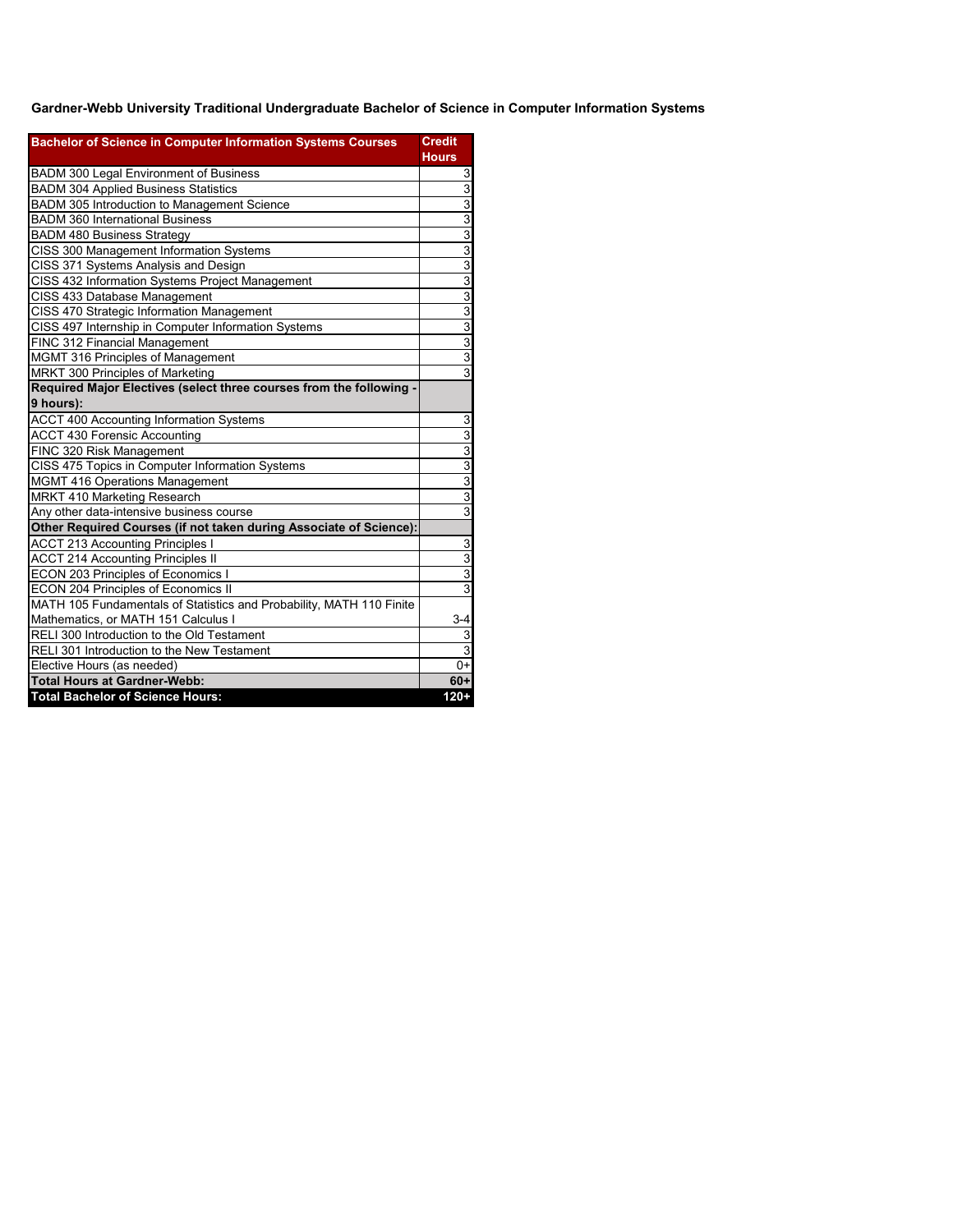**Gardner-Webb University Traditional Undergraduate Bachelor of Science in Computer Information Systems**

| Bachelor of Science in Computer Information Systems Courses | Credit Hours |
|---|---|
| BADM 300 Legal Environment of Business | 3 |
| BADM 304 Applied Business Statistics | 3 |
| BADM 305 Introduction to Management Science | 3 |
| BADM 360 International Business | 3 |
| BADM 480 Business Strategy | 3 |
| CISS 300 Management Information Systems | 3 |
| CISS 371 Systems Analysis and Design | 3 |
| CISS 432 Information Systems Project Management | 3 |
| CISS 433 Database Management | 3 |
| CISS 470 Strategic Information Management | 3 |
| CISS 497 Internship in Computer Information Systems | 3 |
| FINC 312 Financial Management | 3 |
| MGMT 316 Principles of Management | 3 |
| MRKT 300 Principles of Marketing | 3 |
| **Required Major Electives (select three courses from the following - 9 hours):** | |
| ACCT 400 Accounting Information Systems | 3 |
| ACCT 430 Forensic Accounting | 3 |
| FINC 320 Risk Management | 3 |
| CISS 475 Topics in Computer Information Systems | 3 |
| MGMT 416 Operations Management | 3 |
| MRKT 410 Marketing Research | 3 |
| Any other data-intensive business course | 3 |
| **Other Required Courses (if not taken during Associate of Science):** | |
| ACCT 213 Accounting Principles I | 3 |
| ACCT 214 Accounting Principles II | 3 |
| ECON 203 Principles of Economics I | 3 |
| ECON 204 Principles of Economics II | 3 |
| MATH 105 Fundamentals of Statistics and Probability, MATH 110 Finite Mathematics, or MATH 151 Calculus I | 3-4 |
| RELI 300 Introduction to the Old Testament | 3 |
| RELI 301 Introduction to the New Testament | 3 |
| Elective Hours (as needed) | 0+ |
| **Total Hours at Gardner-Webb:** | **60+** |
| **Total Bachelor of Science Hours:** | **120+** |